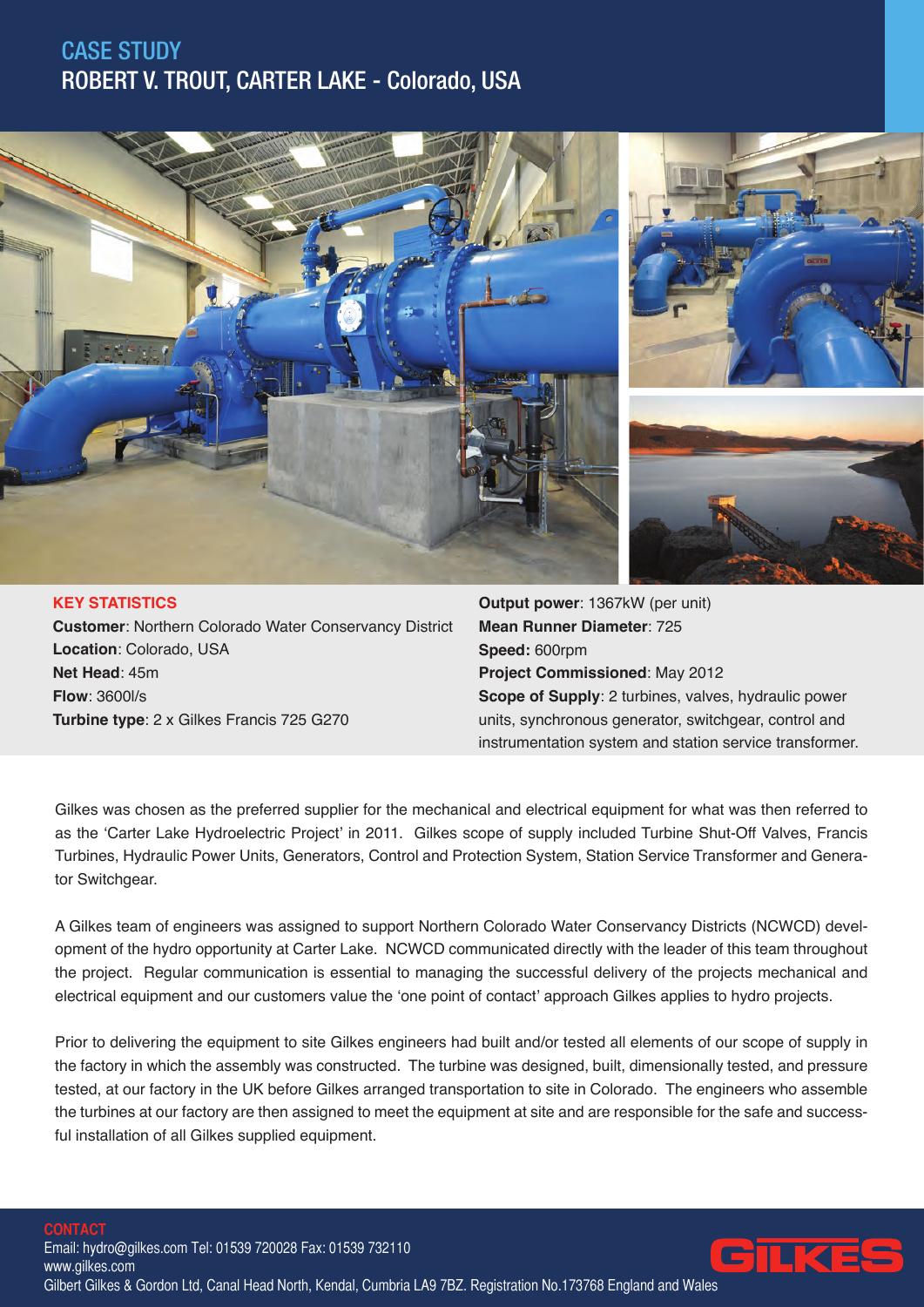# CASE STUDY

## ROBERT V. TROUT, CARTER LAKE - Colorado, USA

**KEY STATISTICS**

**Customer**: Northern Colorado Water Conservancy District
**Location**: Colorado, USA
**Net Head**: 45m
**Flow**: 3600l/s
**Turbine type**: 2 x Gilkes Francis 725 G270

**Output power**: 1367kW (per unit)
**Mean Runner Diameter**: 725
**Speed:** 600rpm
**Project Commissioned**: May 2012
**Scope of Supply**: 2 turbines, valves, hydraulic power units, synchronous generator, switchgear, control and instrumentation system and station service transformer.

Gilkes was chosen as the preferred supplier for the mechanical and electrical equipment for what was then referred to as the 'Carter Lake Hydroelectric Project' in 2011. Gilkes scope of supply included Turbine Shut-Off Valves, Francis Turbines, Hydraulic Power Units, Generators, Control and Protection System, Station Service Transformer and Generator Switchgear.

A Gilkes team of engineers was assigned to support Northern Colorado Water Conservancy Districts (NCWCD) development of the hydro opportunity at Carter Lake. NCWCD communicated directly with the leader of this team throughout the project. Regular communication is essential to managing the successful delivery of the projects mechanical and electrical equipment and our customers value the 'one point of contact' approach Gilkes applies to hydro projects.

Prior to delivering the equipment to site Gilkes engineers had built and/or tested all elements of our scope of supply in the factory in which the assembly was constructed. The turbine was designed, built, dimensionally tested, and pressure tested, at our factory in the UK before Gilkes arranged transportation to site in Colorado. The engineers who assemble the turbines at our factory are then assigned to meet the equipment at site and are responsible for the safe and successful installation of all Gilkes supplied equipment.

**CONTACT**

Email: hydro@gilkes.com Tel: 01539 720028 Fax: 01539 732110
www.gilkes.com
Gilbert Gilkes & Gordon Ltd, Canal Head North, Kendal, Cumbria LA9 7BZ. Registration No.173768 England and Wales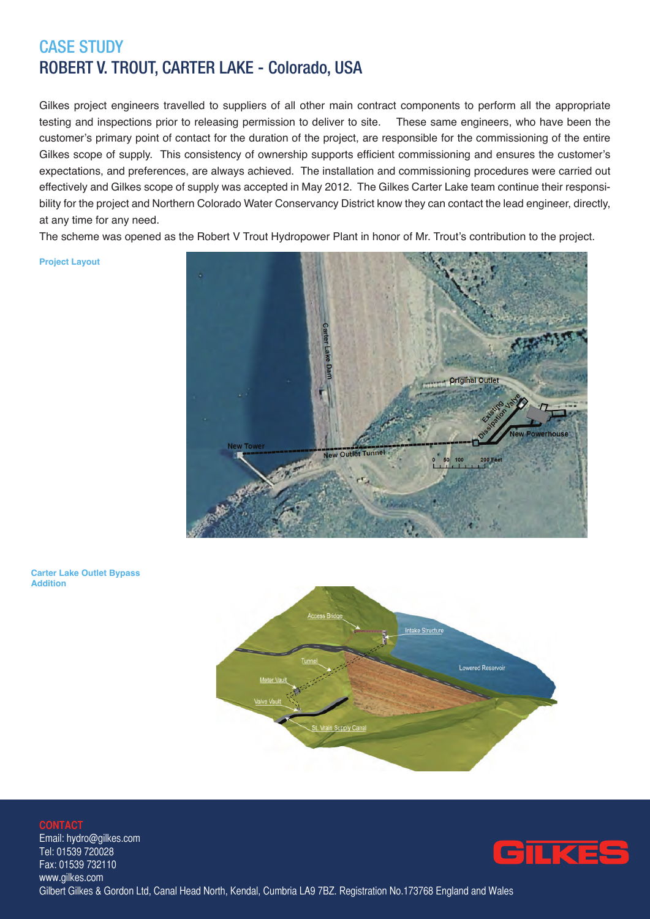# CASE STUDY
## ROBERT V. TROUT, CARTER LAKE - Colorado, USA

Gilkes project engineers travelled to suppliers of all other main contract components to perform all the appropriate testing and inspections prior to releasing permission to deliver to site. These same engineers, who have been the customer's primary point of contact for the duration of the project, are responsible for the commissioning of the entire Gilkes scope of supply. This consistency of ownership supports efficient commissioning and ensures the customer's expectations, and preferences, are always achieved. The installation and commissioning procedures were carried out effectively and Gilkes scope of supply was accepted in May 2012. The Gilkes Carter Lake team continue their responsibility for the project and Northern Colorado Water Conservancy District know they can contact the lead engineer, directly, at any time for any need.

The scheme was opened as the Robert V Trout Hydropower Plant in honor of Mr. Trout's contribution to the project.

**Project Layout**

Carter Lake Dam
Original Outlet
Existing Dissipation Valve
New Powerhouse
New Tower
New Outlet Tunnel
0 50 100 200 Feet

**Carter Lake Outlet Bypass Addition**

Access Bridge
Intake Structure
Tunnel
Lowered Reservoir
Meter Vault
Valve Vault
St. Vrain Supply Canal

**CONTACT**
Email: hydro@gilkes.com
Tel: 01539 720028
Fax: 01539 732110
www.gilkes.com
Gilbert Gilkes & Gordon Ltd, Canal Head North, Kendal, Cumbria LA9 7BZ. Registration No.173768 England and Wales

GILKES